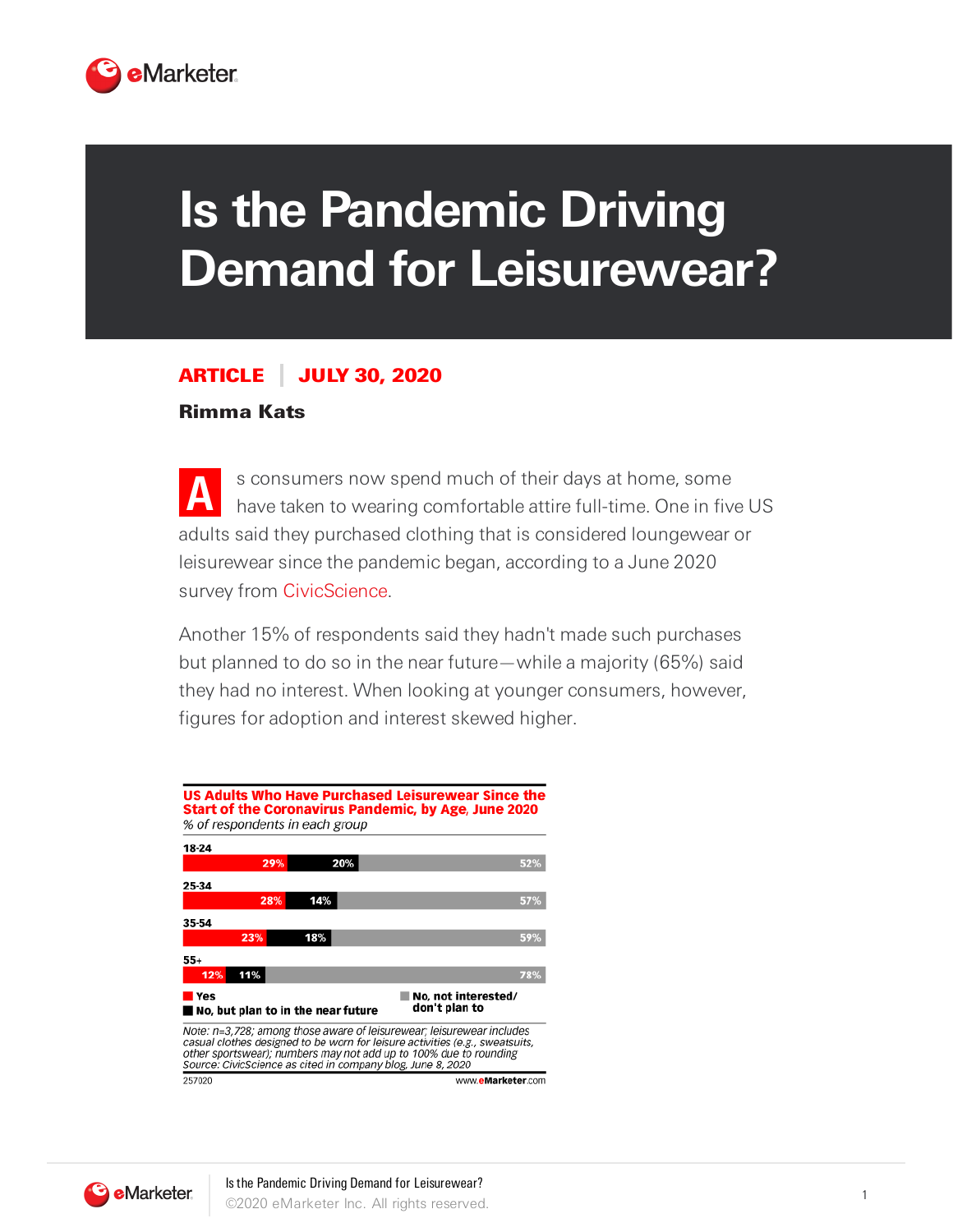# Is the Pandemic Driving Demand for Leisurewear?

**ARTICLE | JULY 30, 2020**

**Rimma Kats**

As consumers now spend much of their days at home, some have taken to wearing comfortable attire full-time. One in five US adults said they purchased clothing that is considered loungewear or leisurewear since the pandemic began, according to a June 2020 survey from CivicScience.

Another 15% of respondents said they hadn't made such purchases but planned to do so in the near future—while a majority (65%) said they had no interest. When looking at younger consumers, however, figures for adoption and interest skewed higher.

**US Adults Who Have Purchased Leisurewear Since the Start of the Coronavirus Pandemic, by Age, June 2020**

*% of respondents in each group*

| Age | Yes | No, but plan to in the near future | No, not interested/don't plan to |
|---|---|---|---|
| 18-24 | 29% | 20% | 52% |
| 25-34 | 28% | 14% | 57% |
| 35-54 | 23% | 18% | 59% |
| 55+ | 12% | 11% | 78% |

*Note: n=3,728; among those aware of leisurewear; leisurewear includes casual clothes designed to be worn for leisure activities (e.g., sweatsuits, other sportswear); numbers may not add up to 100% due to rounding*
*Source: CivicScience as cited in company blog, June 8, 2020*

257020 www.eMarketer.com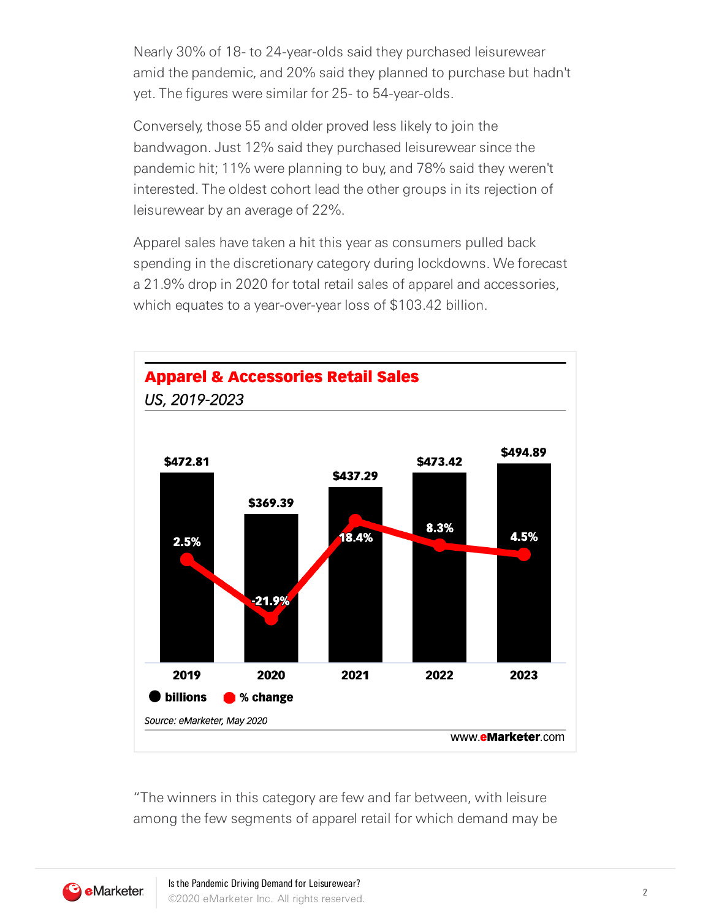Nearly 30% of 18- to 24-year-olds said they purchased leisurewear amid the pandemic, and 20% said they planned to purchase but hadn't yet. The figures were similar for 25- to 54-year-olds.

Conversely, those 55 and older proved less likely to join the bandwagon. Just 12% said they purchased leisurewear since the pandemic hit; 11% were planning to buy, and 78% said they weren't interested. The oldest cohort lead the other groups in its rejection of leisurewear by an average of 22%.

Apparel sales have taken a hit this year as consumers pulled back spending in the discretionary category during lockdowns. We forecast a 21.9% drop in 2020 for total retail sales of apparel and accessories, which equates to a year-over-year loss of $103.42 billion.

**Apparel & Accessories Retail Sales**

*US, 2019-2023*

| | 2019 | 2020 | 2021 | 2022 | 2023 |
|---|---|---|---|---|---|
| billions | $472.81 | $369.39 | $437.29 | $473.42 | $494.89 |
| % change | 2.5% | -21.9% | 18.4% | 8.3% | 4.5% |

*Source: eMarketer, May 2020*

www.eMarketer.com

"The winners in this category are few and far between, with leisure among the few segments of apparel retail for which demand may be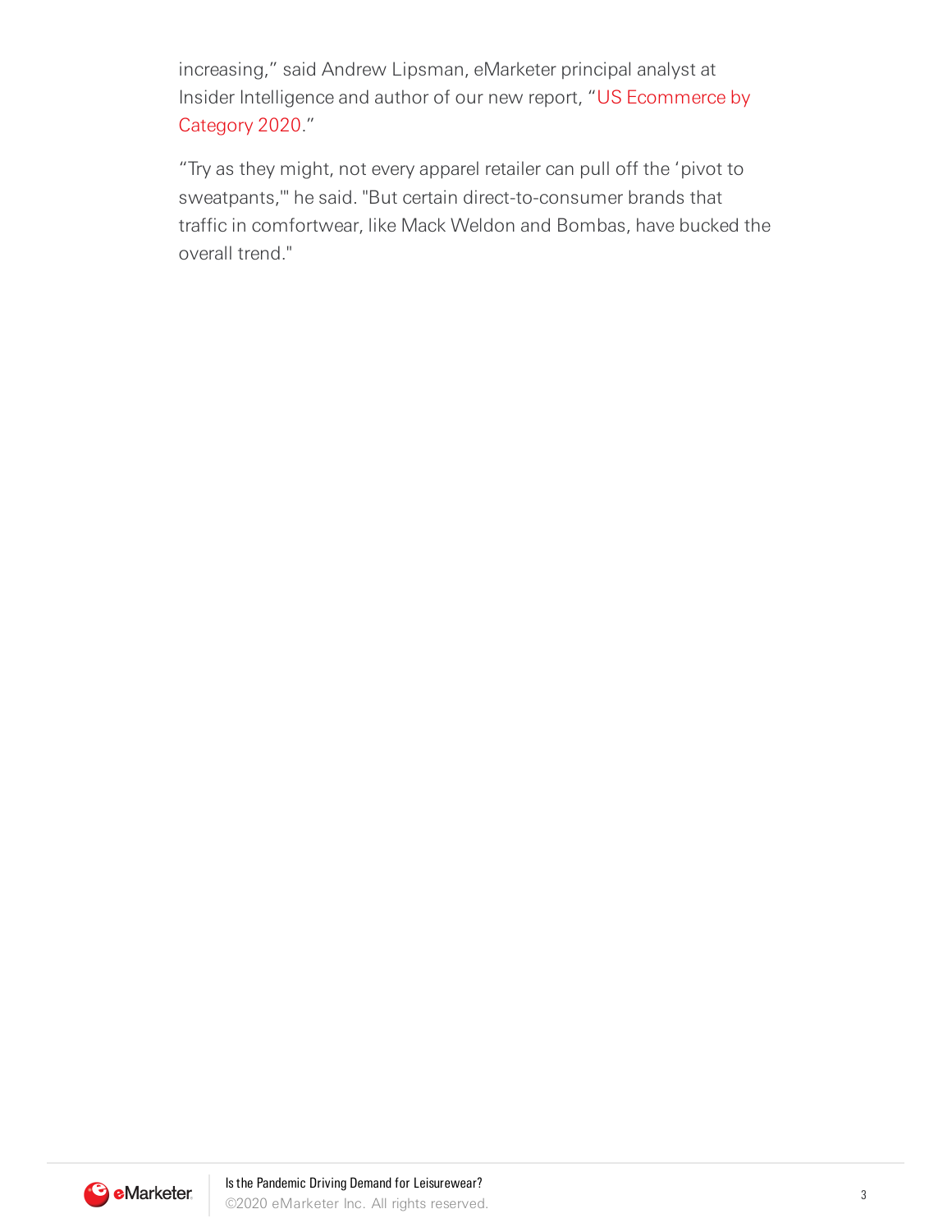increasing," said Andrew Lipsman, eMarketer principal analyst at Insider Intelligence and author of our new report, "US Ecommerce by Category 2020."

"Try as they might, not every apparel retailer can pull off the 'pivot to sweatpants,'" he said. "But certain direct-to-consumer brands that traffic in comfortwear, like Mack Weldon and Bombas, have bucked the overall trend."